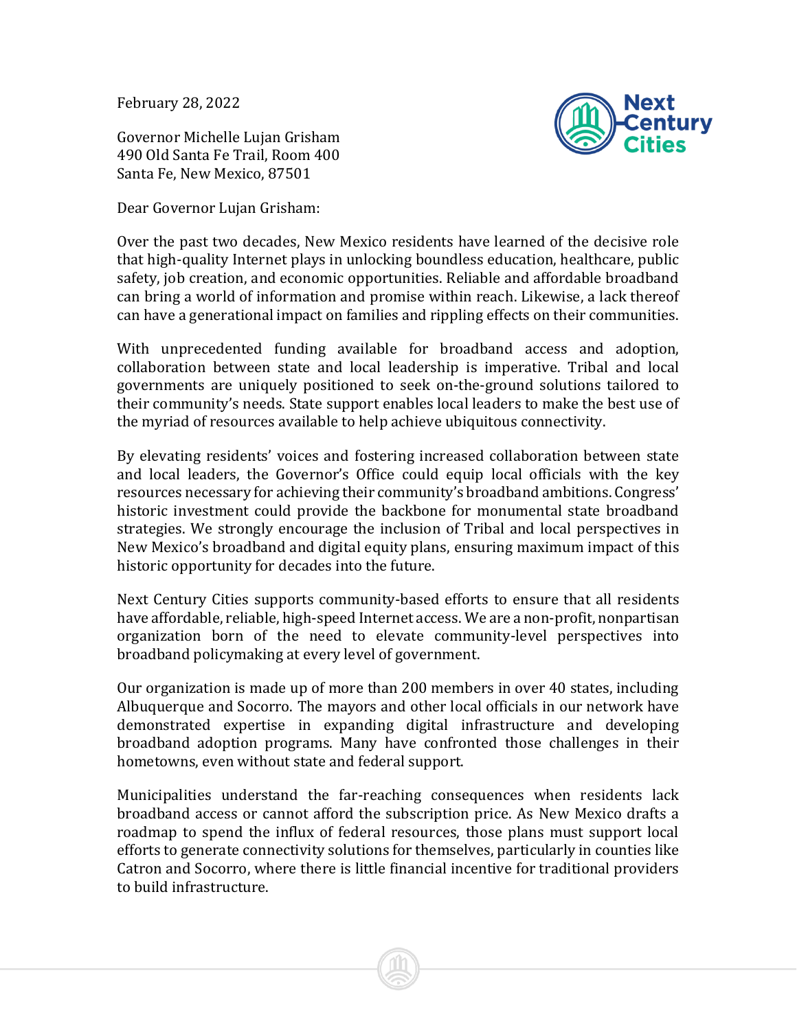February 28, 2022

Governor Michelle Lujan Grisham
490 Old Santa Fe Trail, Room 400
Santa Fe, New Mexico, 87501

Dear Governor Lujan Grisham:

Over the past two decades, New Mexico residents have learned of the decisive role that high-quality Internet plays in unlocking boundless education, healthcare, public safety, job creation, and economic opportunities. Reliable and affordable broadband can bring a world of information and promise within reach. Likewise, a lack thereof can have a generational impact on families and rippling effects on their communities.

With unprecedented funding available for broadband access and adoption, collaboration between state and local leadership is imperative. Tribal and local governments are uniquely positioned to seek on-the-ground solutions tailored to their community's needs. State support enables local leaders to make the best use of the myriad of resources available to help achieve ubiquitous connectivity.

By elevating residents' voices and fostering increased collaboration between state and local leaders, the Governor's Office could equip local officials with the key resources necessary for achieving their community's broadband ambitions. Congress' historic investment could provide the backbone for monumental state broadband strategies. We strongly encourage the inclusion of Tribal and local perspectives in New Mexico's broadband and digital equity plans, ensuring maximum impact of this historic opportunity for decades into the future.

Next Century Cities supports community-based efforts to ensure that all residents have affordable, reliable, high-speed Internet access. We are a non-profit, nonpartisan organization born of the need to elevate community-level perspectives into broadband policymaking at every level of government.

Our organization is made up of more than 200 members in over 40 states, including Albuquerque and Socorro. The mayors and other local officials in our network have demonstrated expertise in expanding digital infrastructure and developing broadband adoption programs. Many have confronted those challenges in their hometowns, even without state and federal support.

Municipalities understand the far-reaching consequences when residents lack broadband access or cannot afford the subscription price. As New Mexico drafts a roadmap to spend the influx of federal resources, those plans must support local efforts to generate connectivity solutions for themselves, particularly in counties like Catron and Socorro, where there is little financial incentive for traditional providers to build infrastructure.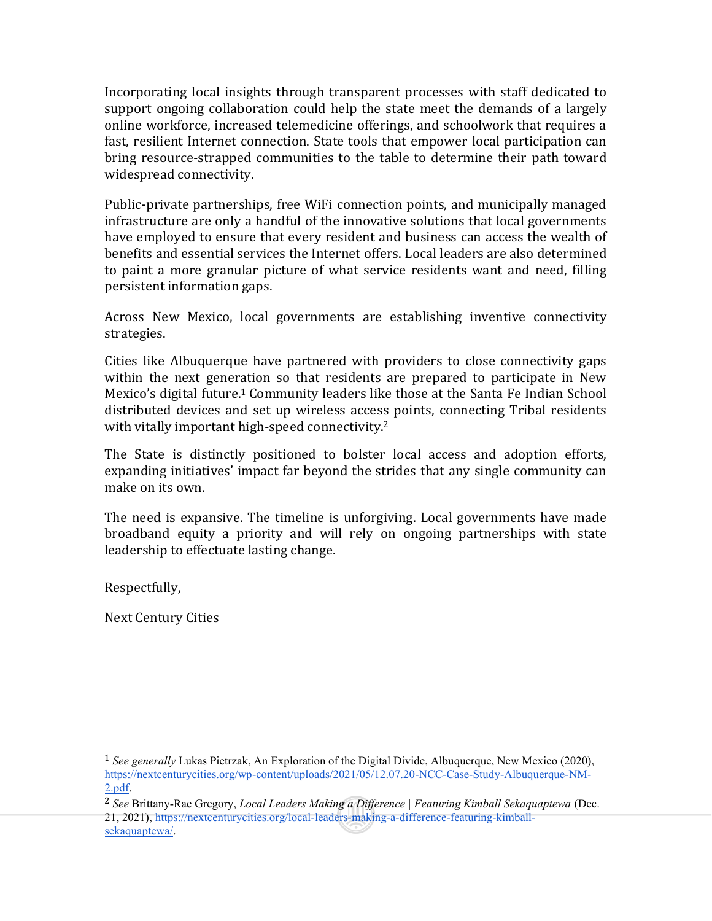Incorporating local insights through transparent processes with staff dedicated to support ongoing collaboration could help the state meet the demands of a largely online workforce, increased telemedicine offerings, and schoolwork that requires a fast, resilient Internet connection. State tools that empower local participation can bring resource-strapped communities to the table to determine their path toward widespread connectivity.

Public-private partnerships, free WiFi connection points, and municipally managed infrastructure are only a handful of the innovative solutions that local governments have employed to ensure that every resident and business can access the wealth of benefits and essential services the Internet offers. Local leaders are also determined to paint a more granular picture of what service residents want and need, filling persistent information gaps.

Across New Mexico, local governments are establishing inventive connectivity strategies.

Cities like Albuquerque have partnered with providers to close connectivity gaps within the next generation so that residents are prepared to participate in New Mexico's digital future.[1] Community leaders like those at the Santa Fe Indian School distributed devices and set up wireless access points, connecting Tribal residents with vitally important high-speed connectivity.[2]

The State is distinctly positioned to bolster local access and adoption efforts, expanding initiatives' impact far beyond the strides that any single community can make on its own.

The need is expansive. The timeline is unforgiving. Local governments have made broadband equity a priority and will rely on ongoing partnerships with state leadership to effectuate lasting change.

Respectfully,

Next Century Cities

---

[1] *See generally* Lukas Pietrzak, An Exploration of the Digital Divide, Albuquerque, New Mexico (2020), https://nextcenturycities.org/wp-content/uploads/2021/05/12.07.20-NCC-Case-Study-Albuquerque-NM-2.pdf.

[2] *See* Brittany-Rae Gregory, *Local Leaders Making a Difference | Featuring Kimball Sekaquaptewa* (Dec. 21, 2021), https://nextcenturycities.org/local-leaders-making-a-difference-featuring-kimball-sekaquaptewa/.